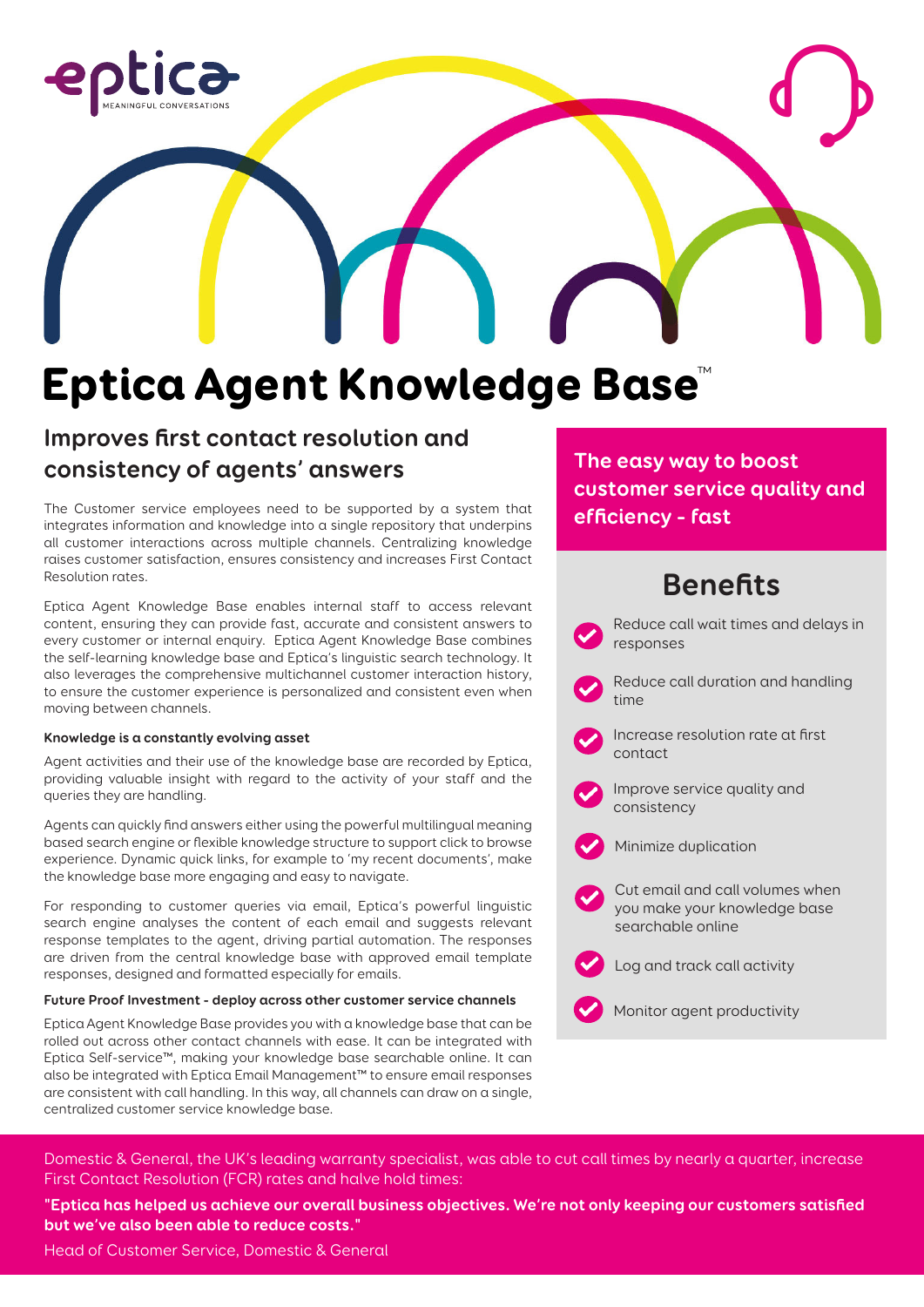eptica
MEANINGFUL CONVERSATIONS

# Eptica Agent Knowledge Base™

## Improves first contact resolution and consistency of agents' answers

The Customer service employees need to be supported by a system that integrates information and knowledge into a single repository that underpins all customer interactions across multiple channels. Centralizing knowledge raises customer satisfaction, ensures consistency and increases First Contact Resolution rates.

Eptica Agent Knowledge Base enables internal staff to access relevant content, ensuring they can provide fast, accurate and consistent answers to every customer or internal enquiry. Eptica Agent Knowledge Base combines the self-learning knowledge base and Eptica's linguistic search technology. It also leverages the comprehensive multichannel customer interaction history, to ensure the customer experience is personalized and consistent even when moving between channels.

**Knowledge is a constantly evolving asset**

Agent activities and their use of the knowledge base are recorded by Eptica, providing valuable insight with regard to the activity of your staff and the queries they are handling.

Agents can quickly find answers either using the powerful multilingual meaning based search engine or flexible knowledge structure to support click to browse experience. Dynamic quick links, for example to 'my recent documents', make the knowledge base more engaging and easy to navigate.

For responding to customer queries via email, Eptica's powerful linguistic search engine analyses the content of each email and suggests relevant response templates to the agent, driving partial automation. The responses are driven from the central knowledge base with approved email template responses, designed and formatted especially for emails.

**Future Proof Investment - deploy across other customer service channels**

Eptica Agent Knowledge Base provides you with a knowledge base that can be rolled out across other contact channels with ease. It can be integrated with Eptica Self-service™, making your knowledge base searchable online. It can also be integrated with Eptica Email Management™ to ensure email responses are consistent with call handling. In this way, all channels can draw on a single, centralized customer service knowledge base.

## The easy way to boost customer service quality and efficiency - fast

## Benefits

- Reduce call wait times and delays in responses
- Reduce call duration and handling time
- Increase resolution rate at first contact
- Improve service quality and consistency
- Minimize duplication
- Cut email and call volumes when you make your knowledge base searchable online
- Log and track call activity
- Monitor agent productivity

Domestic & General, the UK's leading warranty specialist, was able to cut call times by nearly a quarter, increase First Contact Resolution (FCR) rates and halve hold times:

**"Eptica has helped us achieve our overall business objectives. We're not only keeping our customers satisfied but we've also been able to reduce costs."**

Head of Customer Service, Domestic & General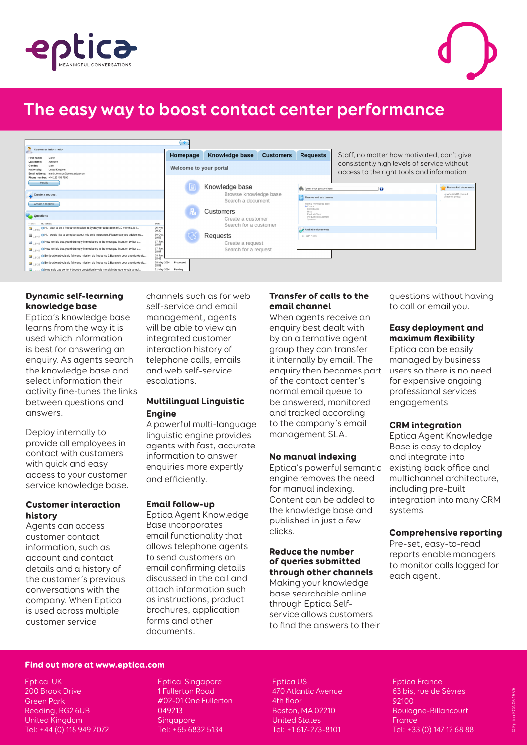# The easy way to boost contact center performance

Staff, no matter how motivated, can't give consistently high levels of service without access to the right tools and information

### Dynamic self-learning knowledge base

Eptica's knowledge base learns from the way it is used which information is best for answering an enquiry. As agents search the knowledge base and select information their activity fine-tunes the links between questions and answers.

Deploy internally to provide all employees in contact with customers with quick and easy access to your customer service knowledge base.

### Customer interaction history

Agents can access customer contact information, such as account and contact details and a history of the customer's previous conversations with the company. When Eptica is used across multiple customer service channels such as for web self-service and email management, agents will be able to view an integrated customer interaction history of telephone calls, emails and web self-service escalations.

### Multilingual Linguistic Engine

A powerful multi-language linguistic engine provides agents with fast, accurate information to answer enquiries more expertly and efficiently.

### Email follow-up

Eptica Agent Knowledge Base incorporates email functionality that allows telephone agents to send customers an email confirming details discussed in the call and attach information such as instructions, product brochures, application forms and other documents.

### Transfer of calls to the email channel

When agents receive an enquiry best dealt with by an alternative agent group they can transfer it internally by email. The enquiry then becomes part of the contact center's normal email queue to be answered, monitored and tracked according to the company's email management SLA.

### No manual indexing

Eptica's powerful semantic engine removes the need for manual indexing. Content can be added to the knowledge base and published in just a few clicks.

### Reduce the number of queries submitted through other channels

Making your knowledge base searchable online through Eptica Self-service allows customers to find the answers to their questions without having to call or email you.

### Easy deployment and maximum flexibility

Eptica can be easily managed by business users so there is no need for expensive ongoing professional services engagements

### CRM integration

Eptica Agent Knowledge Base is easy to deploy and integrate into existing back office and multichannel architecture, including pre-built integration into many CRM systems

### Comprehensive reporting

Pre-set, easy-to-read reports enable managers to monitor calls logged for each agent.

**Find out more at www.eptica.com**

Eptica UK
200 Brook Drive
Green Park
Reading, RG2 6UB
United Kingdom
Tel: +44 (0) 118 949 7072

Eptica Singapore
1 Fullerton Road
#02-01 One Fullerton
049213
Singapore
Tel: +65 6832 5134

Eptica US
470 Atlantic Avenue
4th floor
Boston, MA 02210
United States
Tel: +1 617-273-8101

Eptica France
63 bis, rue de Sèvres
92100
Boulogne-Billancourt
France
Tel: +33 (0) 147 12 68 88

© Eptica ECA 06 15 V6